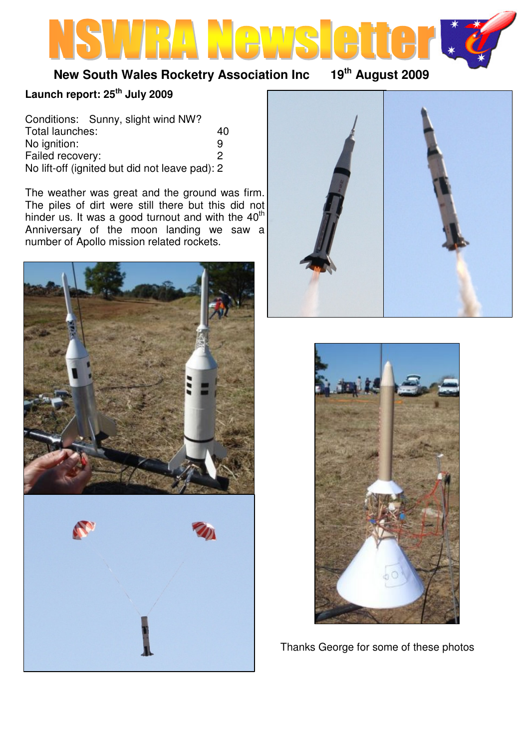# NSWRA Newsletter

**New South Wales Rocketry Association Inc** **19th August 2009**

## Launch report: 25th July 2009

| | |
|---|---|
| Conditions: Sunny, slight wind NW? | |
| Total launches: | 40 |
| No ignition: | 9 |
| Failed recovery: | 2 |
| No lift-off (ignited but did not leave pad): | 2 |

The weather was great and the ground was firm. The piles of dirt were still there but this did not hinder us. It was a good turnout and with the 40th Anniversary of the moon landing we saw a number of Apollo mission related rockets.

Thanks George for some of these photos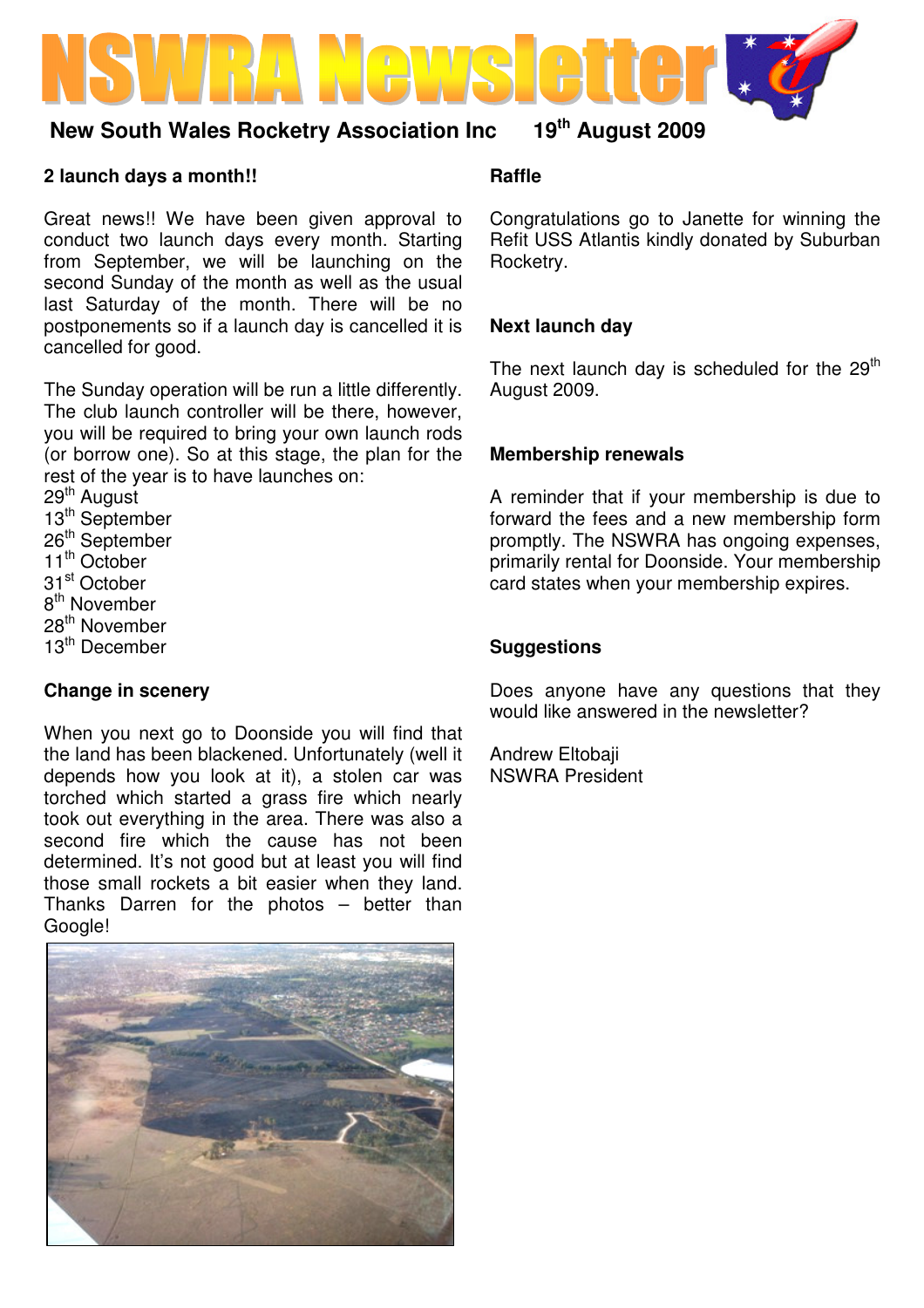# NSWRA Newsletter

**New South Wales Rocketry Association Inc** **19th August 2009**

## 2 launch days a month!!

Great news!! We have been given approval to conduct two launch days every month. Starting from September, we will be launching on the second Sunday of the month as well as the usual last Saturday of the month. There will be no postponements so if a launch day is cancelled it is cancelled for good.

The Sunday operation will be run a little differently. The club launch controller will be there, however, you will be required to bring your own launch rods (or borrow one). So at this stage, the plan for the rest of the year is to have launches on:

29th August
13th September
26th September
11th October
31st October
8th November
28th November
13th December

## Change in scenery

When you next go to Doonside you will find that the land has been blackened. Unfortunately (well it depends how you look at it), a stolen car was torched which started a grass fire which nearly took out everything in the area. There was also a second fire which the cause has not been determined. It's not good but at least you will find those small rockets a bit easier when they land. Thanks Darren for the photos – better than Google!

## Raffle

Congratulations go to Janette for winning the Refit USS Atlantis kindly donated by Suburban Rocketry.

## Next launch day

The next launch day is scheduled for the 29th August 2009.

## Membership renewals

A reminder that if your membership is due to forward the fees and a new membership form promptly. The NSWRA has ongoing expenses, primarily rental for Doonside. Your membership card states when your membership expires.

## Suggestions

Does anyone have any questions that they would like answered in the newsletter?

Andrew Eltobaji
NSWRA President